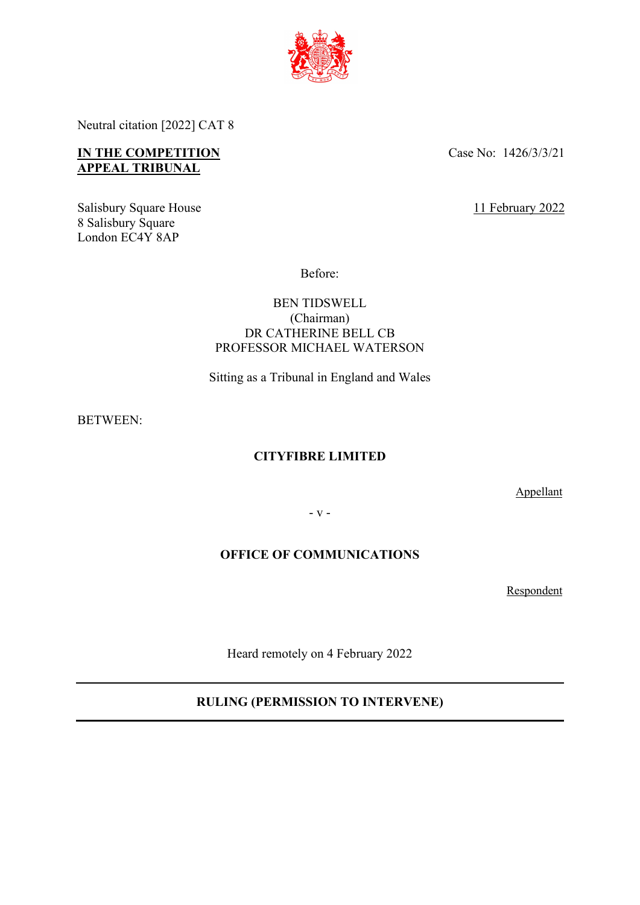Neutral citation [2022] CAT 8

**IN THE COMPETITION APPEAL TRIBUNAL**

Case No: 1426/3/3/21

Salisbury Square House
8 Salisbury Square
London EC4Y 8AP

11 February 2022

Before:

BEN TIDSWELL
(Chairman)
DR CATHERINE BELL CB
PROFESSOR MICHAEL WATERSON

Sitting as a Tribunal in England and Wales

BETWEEN:

**CITYFIBRE LIMITED**

Appellant

\- v -

**OFFICE OF COMMUNICATIONS**

Respondent

Heard remotely on 4 February 2022

---

**RULING (PERMISSION TO INTERVENE)**

---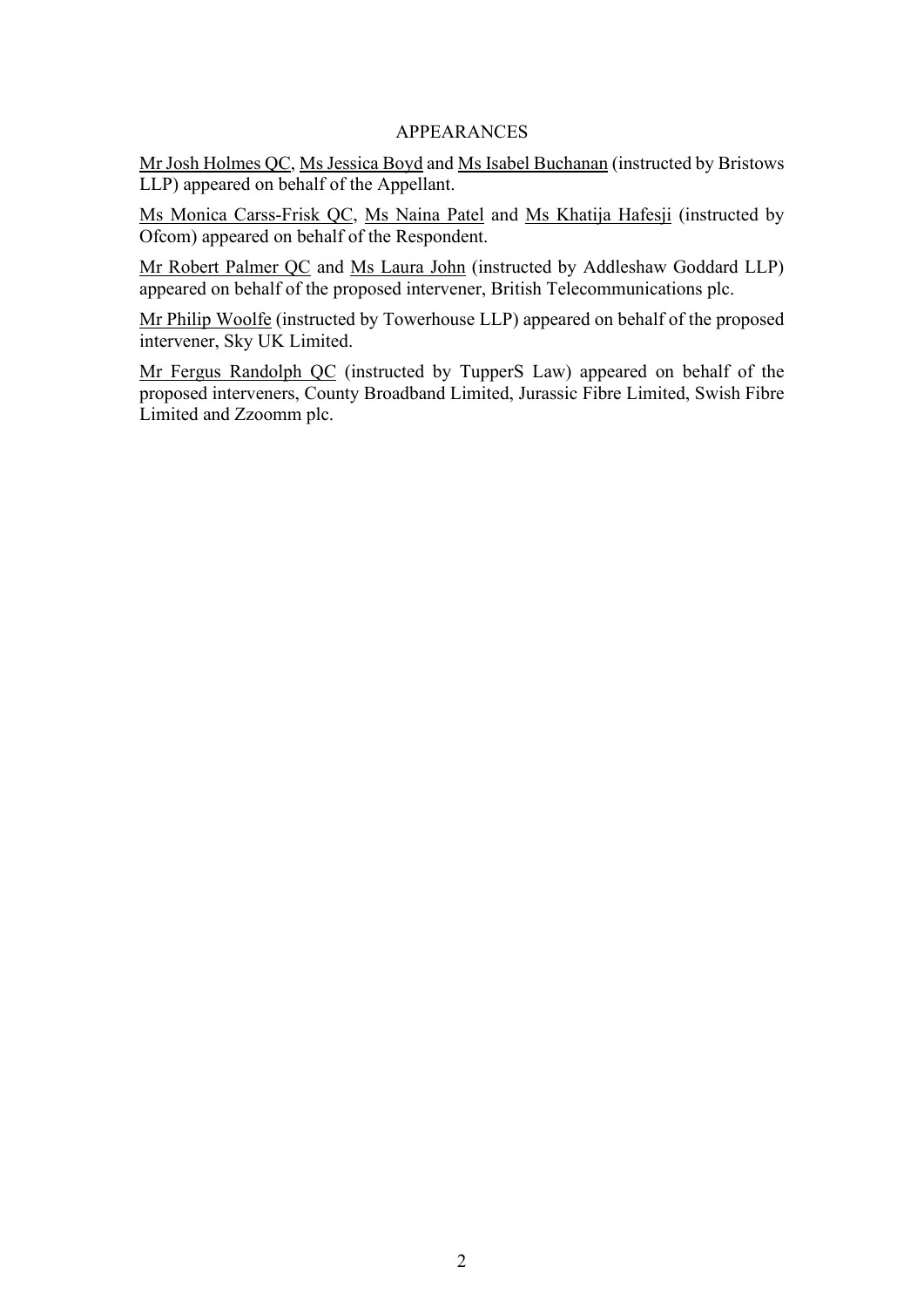## APPEARANCES

Mr Josh Holmes QC, Ms Jessica Boyd and Ms Isabel Buchanan (instructed by Bristows LLP) appeared on behalf of the Appellant.

Ms Monica Carss-Frisk QC, Ms Naina Patel and Ms Khatija Hafesji (instructed by Ofcom) appeared on behalf of the Respondent.

Mr Robert Palmer QC and Ms Laura John (instructed by Addleshaw Goddard LLP) appeared on behalf of the proposed intervener, British Telecommunications plc.

Mr Philip Woolfe (instructed by Towerhouse LLP) appeared on behalf of the proposed intervener, Sky UK Limited.

Mr Fergus Randolph QC (instructed by TupperS Law) appeared on behalf of the proposed interveners, County Broadband Limited, Jurassic Fibre Limited, Swish Fibre Limited and Zzoomm plc.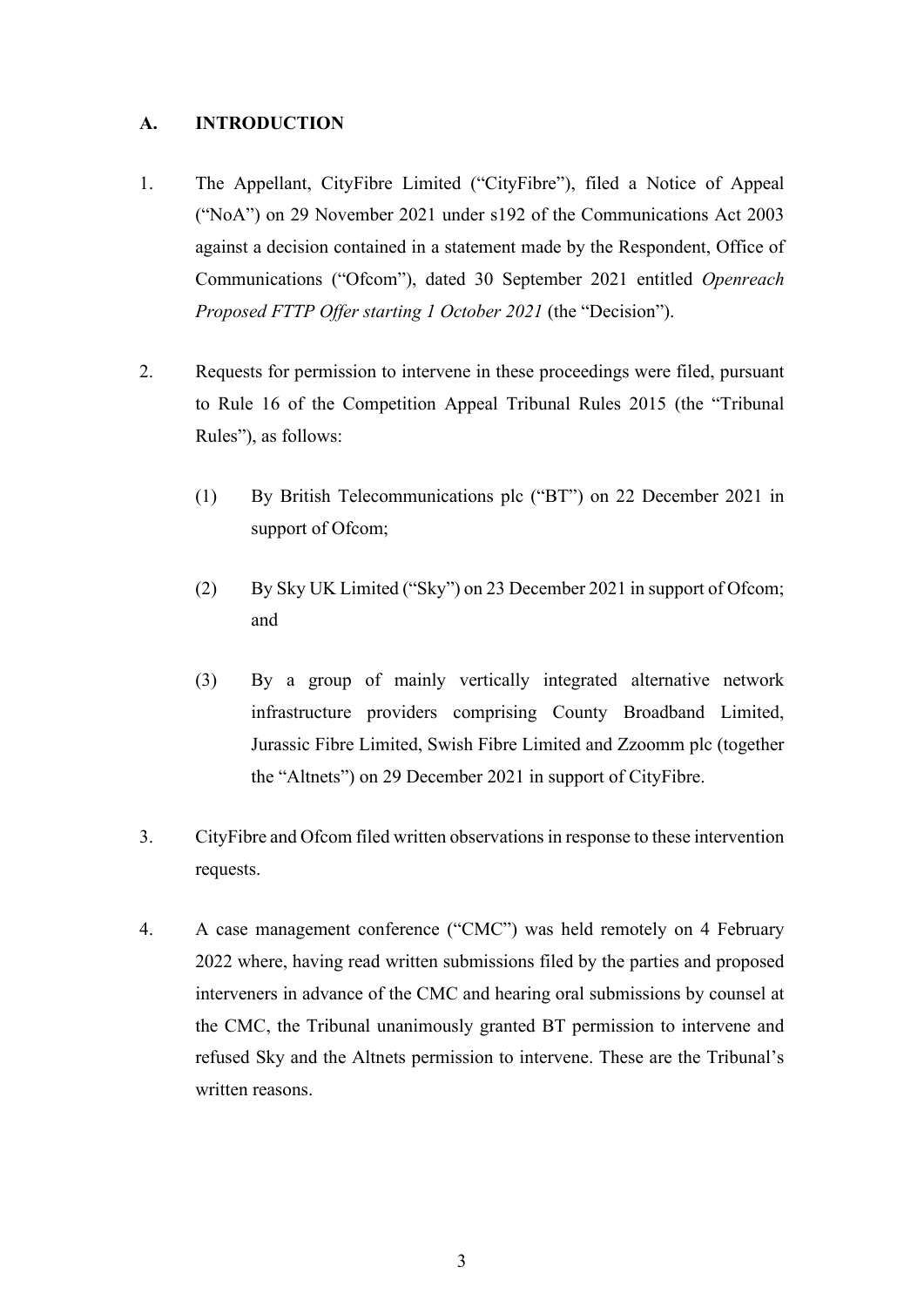## A. INTRODUCTION

1. The Appellant, CityFibre Limited ("CityFibre"), filed a Notice of Appeal ("NoA") on 29 November 2021 under s192 of the Communications Act 2003 against a decision contained in a statement made by the Respondent, Office of Communications ("Ofcom"), dated 30 September 2021 entitled *Openreach Proposed FTTP Offer starting 1 October 2021* (the "Decision").

2. Requests for permission to intervene in these proceedings were filed, pursuant to Rule 16 of the Competition Appeal Tribunal Rules 2015 (the "Tribunal Rules"), as follows:

   (1) By British Telecommunications plc ("BT") on 22 December 2021 in support of Ofcom;

   (2) By Sky UK Limited ("Sky") on 23 December 2021 in support of Ofcom; and

   (3) By a group of mainly vertically integrated alternative network infrastructure providers comprising County Broadband Limited, Jurassic Fibre Limited, Swish Fibre Limited and Zzoomm plc (together the "Altnets") on 29 December 2021 in support of CityFibre.

3. CityFibre and Ofcom filed written observations in response to these intervention requests.

4. A case management conference ("CMC") was held remotely on 4 February 2022 where, having read written submissions filed by the parties and proposed interveners in advance of the CMC and hearing oral submissions by counsel at the CMC, the Tribunal unanimously granted BT permission to intervene and refused Sky and the Altnets permission to intervene. These are the Tribunal's written reasons.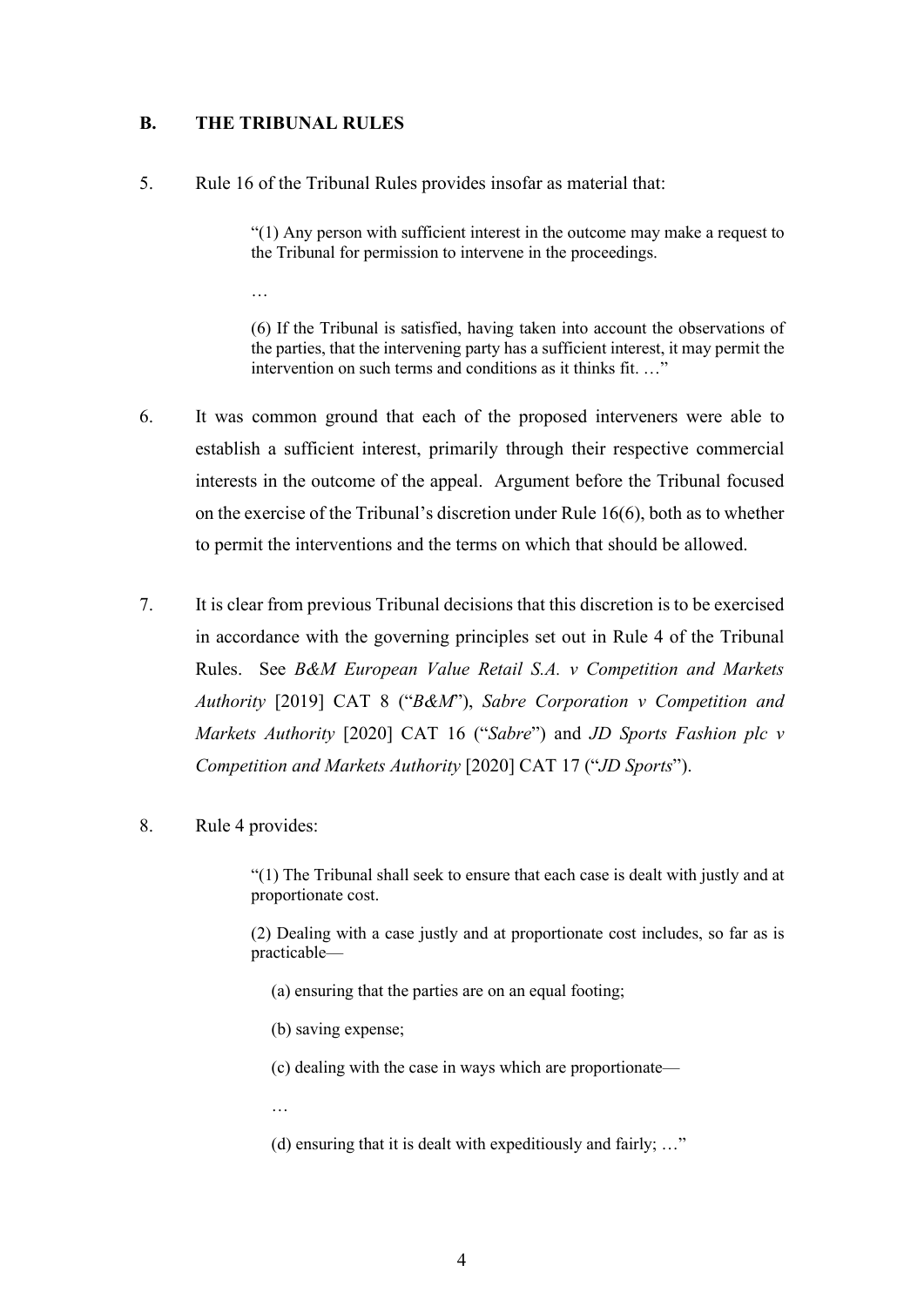## B. THE TRIBUNAL RULES

5. Rule 16 of the Tribunal Rules provides insofar as material that:

> "(1) Any person with sufficient interest in the outcome may make a request to the Tribunal for permission to intervene in the proceedings.
>
> …
>
> (6) If the Tribunal is satisfied, having taken into account the observations of the parties, that the intervening party has a sufficient interest, it may permit the intervention on such terms and conditions as it thinks fit. …"

6. It was common ground that each of the proposed interveners were able to establish a sufficient interest, primarily through their respective commercial interests in the outcome of the appeal. Argument before the Tribunal focused on the exercise of the Tribunal's discretion under Rule 16(6), both as to whether to permit the interventions and the terms on which that should be allowed.

7. It is clear from previous Tribunal decisions that this discretion is to be exercised in accordance with the governing principles set out in Rule 4 of the Tribunal Rules. See *B&M European Value Retail S.A. v Competition and Markets Authority* [2019] CAT 8 ("*B&M*"), *Sabre Corporation v Competition and Markets Authority* [2020] CAT 16 ("*Sabre*") and *JD Sports Fashion plc v Competition and Markets Authority* [2020] CAT 17 ("*JD Sports*").

8. Rule 4 provides:

> "(1) The Tribunal shall seek to ensure that each case is dealt with justly and at proportionate cost.
>
> (2) Dealing with a case justly and at proportionate cost includes, so far as is practicable—
>
> (a) ensuring that the parties are on an equal footing;
>
> (b) saving expense;
>
> (c) dealing with the case in ways which are proportionate—
>
> …
>
> (d) ensuring that it is dealt with expeditiously and fairly; …"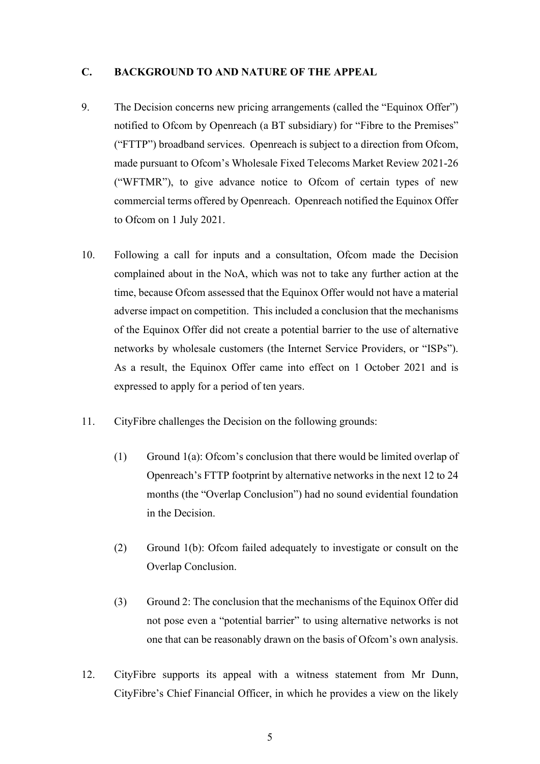## C. BACKGROUND TO AND NATURE OF THE APPEAL

9. The Decision concerns new pricing arrangements (called the "Equinox Offer") notified to Ofcom by Openreach (a BT subsidiary) for "Fibre to the Premises" ("FTTP") broadband services. Openreach is subject to a direction from Ofcom, made pursuant to Ofcom's Wholesale Fixed Telecoms Market Review 2021-26 ("WFTMR"), to give advance notice to Ofcom of certain types of new commercial terms offered by Openreach. Openreach notified the Equinox Offer to Ofcom on 1 July 2021.

10. Following a call for inputs and a consultation, Ofcom made the Decision complained about in the NoA, which was not to take any further action at the time, because Ofcom assessed that the Equinox Offer would not have a material adverse impact on competition. This included a conclusion that the mechanisms of the Equinox Offer did not create a potential barrier to the use of alternative networks by wholesale customers (the Internet Service Providers, or "ISPs"). As a result, the Equinox Offer came into effect on 1 October 2021 and is expressed to apply for a period of ten years.

11. CityFibre challenges the Decision on the following grounds:

    (1) Ground 1(a): Ofcom's conclusion that there would be limited overlap of Openreach's FTTP footprint by alternative networks in the next 12 to 24 months (the "Overlap Conclusion") had no sound evidential foundation in the Decision.

    (2) Ground 1(b): Ofcom failed adequately to investigate or consult on the Overlap Conclusion.

    (3) Ground 2: The conclusion that the mechanisms of the Equinox Offer did not pose even a "potential barrier" to using alternative networks is not one that can be reasonably drawn on the basis of Ofcom's own analysis.

12. CityFibre supports its appeal with a witness statement from Mr Dunn, CityFibre's Chief Financial Officer, in which he provides a view on the likely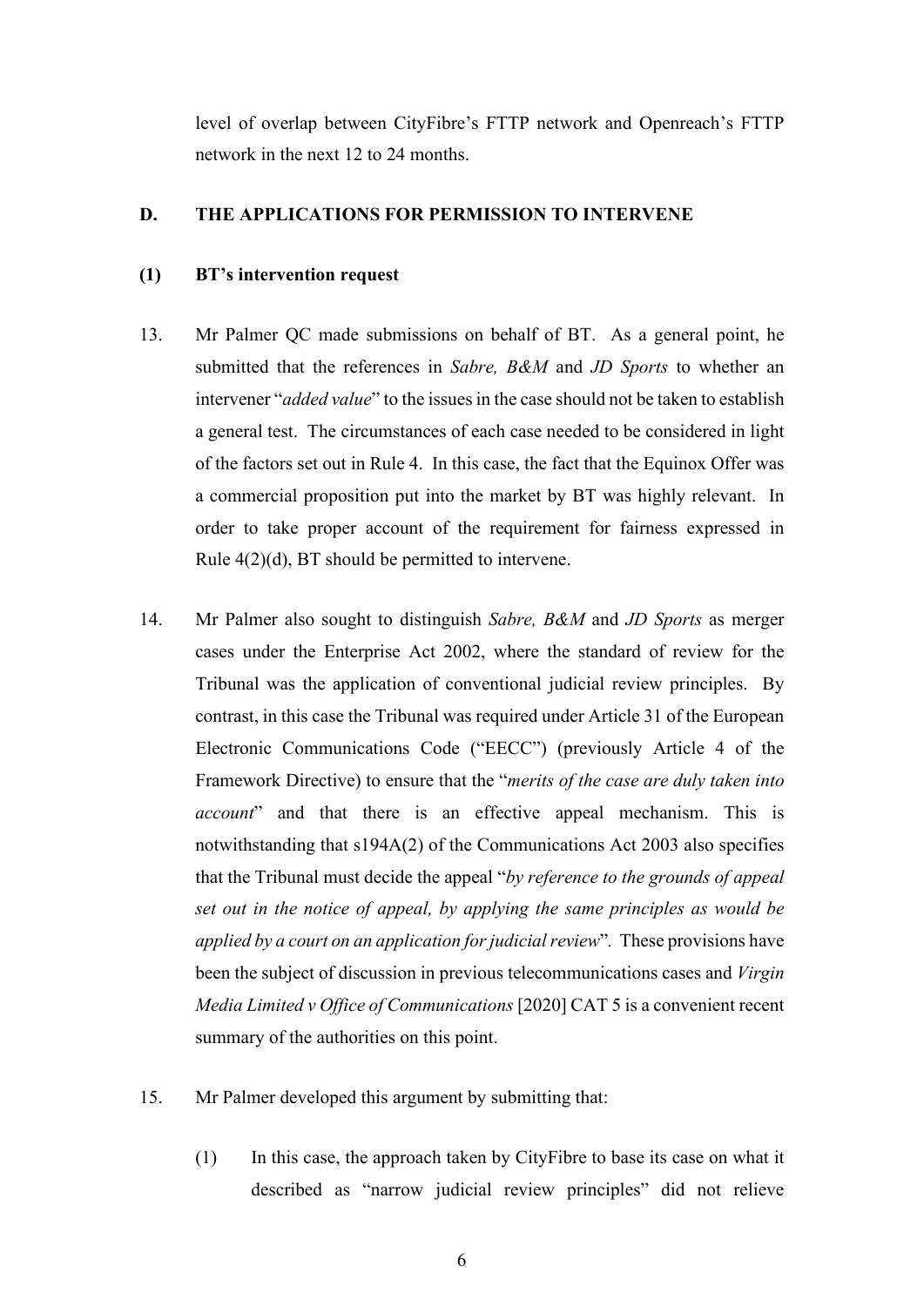level of overlap between CityFibre's FTTP network and Openreach's FTTP network in the next 12 to 24 months.

## D. THE APPLICATIONS FOR PERMISSION TO INTERVENE

### (1) BT's intervention request

13. Mr Palmer QC made submissions on behalf of BT. As a general point, he submitted that the references in *Sabre, B&M* and *JD Sports* to whether an intervener "*added value*" to the issues in the case should not be taken to establish a general test. The circumstances of each case needed to be considered in light of the factors set out in Rule 4. In this case, the fact that the Equinox Offer was a commercial proposition put into the market by BT was highly relevant. In order to take proper account of the requirement for fairness expressed in Rule 4(2)(d), BT should be permitted to intervene.

14. Mr Palmer also sought to distinguish *Sabre, B&M* and *JD Sports* as merger cases under the Enterprise Act 2002, where the standard of review for the Tribunal was the application of conventional judicial review principles. By contrast, in this case the Tribunal was required under Article 31 of the European Electronic Communications Code ("EECC") (previously Article 4 of the Framework Directive) to ensure that the "*merits of the case are duly taken into account*" and that there is an effective appeal mechanism. This is notwithstanding that s194A(2) of the Communications Act 2003 also specifies that the Tribunal must decide the appeal "*by reference to the grounds of appeal set out in the notice of appeal, by applying the same principles as would be applied by a court on an application for judicial review*". These provisions have been the subject of discussion in previous telecommunications cases and *Virgin Media Limited v Office of Communications* [2020] CAT 5 is a convenient recent summary of the authorities on this point.

15. Mr Palmer developed this argument by submitting that:

    (1) In this case, the approach taken by CityFibre to base its case on what it described as "narrow judicial review principles" did not relieve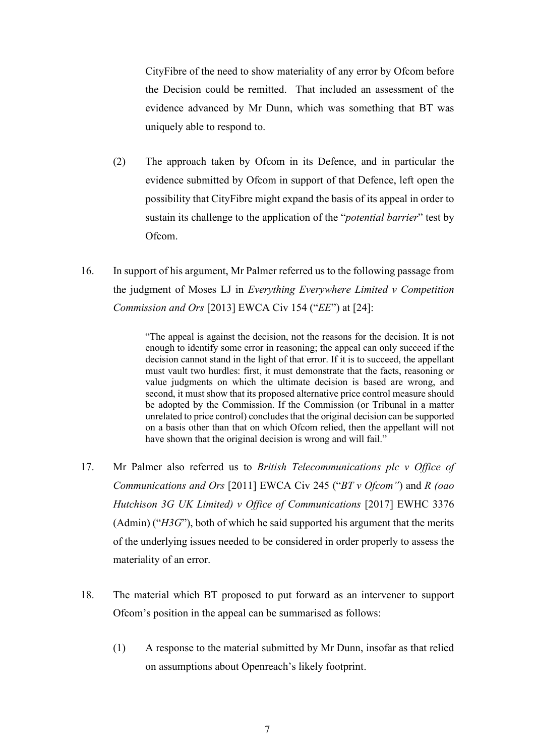CityFibre of the need to show materiality of any error by Ofcom before the Decision could be remitted. That included an assessment of the evidence advanced by Mr Dunn, which was something that BT was uniquely able to respond to.

(2) The approach taken by Ofcom in its Defence, and in particular the evidence submitted by Ofcom in support of that Defence, left open the possibility that CityFibre might expand the basis of its appeal in order to sustain its challenge to the application of the "*potential barrier*" test by Ofcom.

16. In support of his argument, Mr Palmer referred us to the following passage from the judgment of Moses LJ in *Everything Everywhere Limited v Competition Commission and Ors* [2013] EWCA Civ 154 ("*EE*") at [24]:

> "The appeal is against the decision, not the reasons for the decision. It is not enough to identify some error in reasoning; the appeal can only succeed if the decision cannot stand in the light of that error. If it is to succeed, the appellant must vault two hurdles: first, it must demonstrate that the facts, reasoning or value judgments on which the ultimate decision is based are wrong, and second, it must show that its proposed alternative price control measure should be adopted by the Commission. If the Commission (or Tribunal in a matter unrelated to price control) concludes that the original decision can be supported on a basis other than that on which Ofcom relied, then the appellant will not have shown that the original decision is wrong and will fail."

17. Mr Palmer also referred us to *British Telecommunications plc v Office of Communications and Ors* [2011] EWCA Civ 245 ("*BT v Ofcom"*) and *R (oao Hutchison 3G UK Limited) v Office of Communications* [2017] EWHC 3376 (Admin) ("*H3G*"), both of which he said supported his argument that the merits of the underlying issues needed to be considered in order properly to assess the materiality of an error.

18. The material which BT proposed to put forward as an intervener to support Ofcom's position in the appeal can be summarised as follows:

(1) A response to the material submitted by Mr Dunn, insofar as that relied on assumptions about Openreach's likely footprint.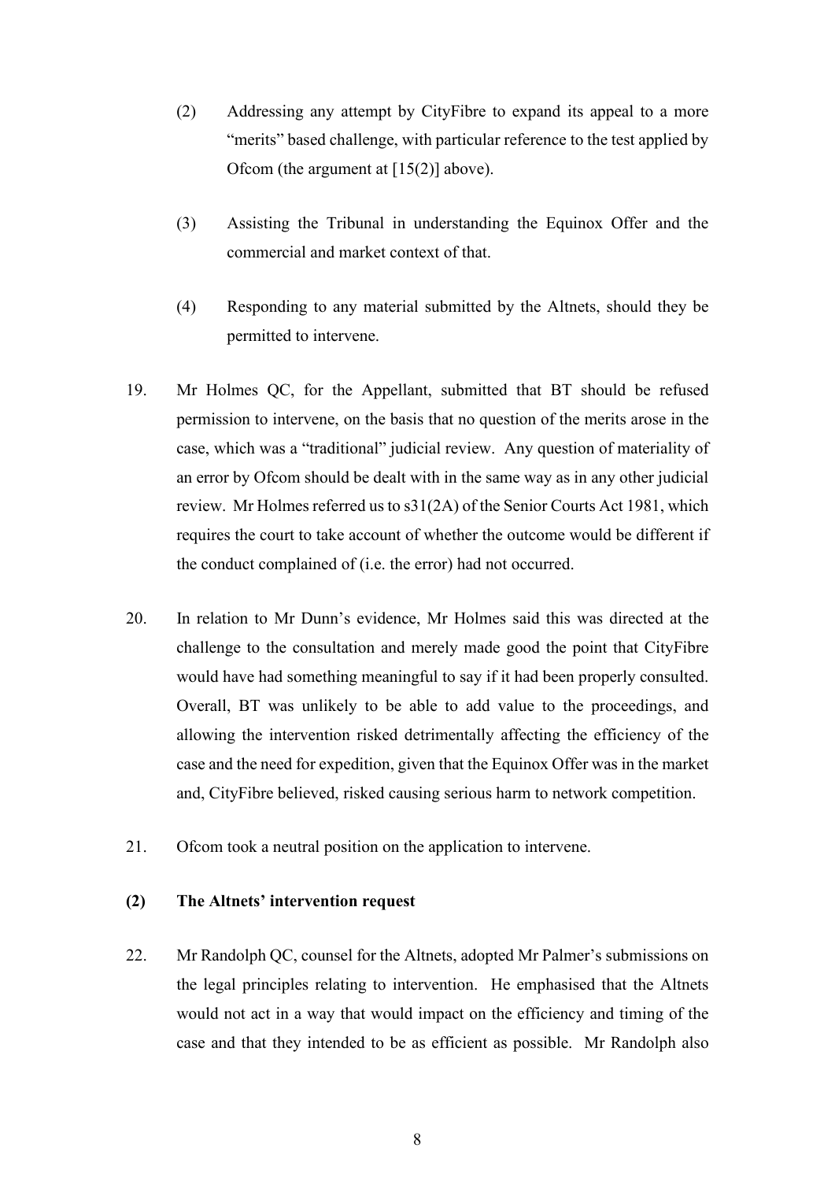(2) Addressing any attempt by CityFibre to expand its appeal to a more "merits" based challenge, with particular reference to the test applied by Ofcom (the argument at [15(2)] above).

(3) Assisting the Tribunal in understanding the Equinox Offer and the commercial and market context of that.

(4) Responding to any material submitted by the Altnets, should they be permitted to intervene.

19. Mr Holmes QC, for the Appellant, submitted that BT should be refused permission to intervene, on the basis that no question of the merits arose in the case, which was a "traditional" judicial review. Any question of materiality of an error by Ofcom should be dealt with in the same way as in any other judicial review. Mr Holmes referred us to s31(2A) of the Senior Courts Act 1981, which requires the court to take account of whether the outcome would be different if the conduct complained of (i.e. the error) had not occurred.

20. In relation to Mr Dunn's evidence, Mr Holmes said this was directed at the challenge to the consultation and merely made good the point that CityFibre would have had something meaningful to say if it had been properly consulted. Overall, BT was unlikely to be able to add value to the proceedings, and allowing the intervention risked detrimentally affecting the efficiency of the case and the need for expedition, given that the Equinox Offer was in the market and, CityFibre believed, risked causing serious harm to network competition.

21. Ofcom took a neutral position on the application to intervene.

### (2) The Altnets' intervention request

22. Mr Randolph QC, counsel for the Altnets, adopted Mr Palmer's submissions on the legal principles relating to intervention. He emphasised that the Altnets would not act in a way that would impact on the efficiency and timing of the case and that they intended to be as efficient as possible. Mr Randolph also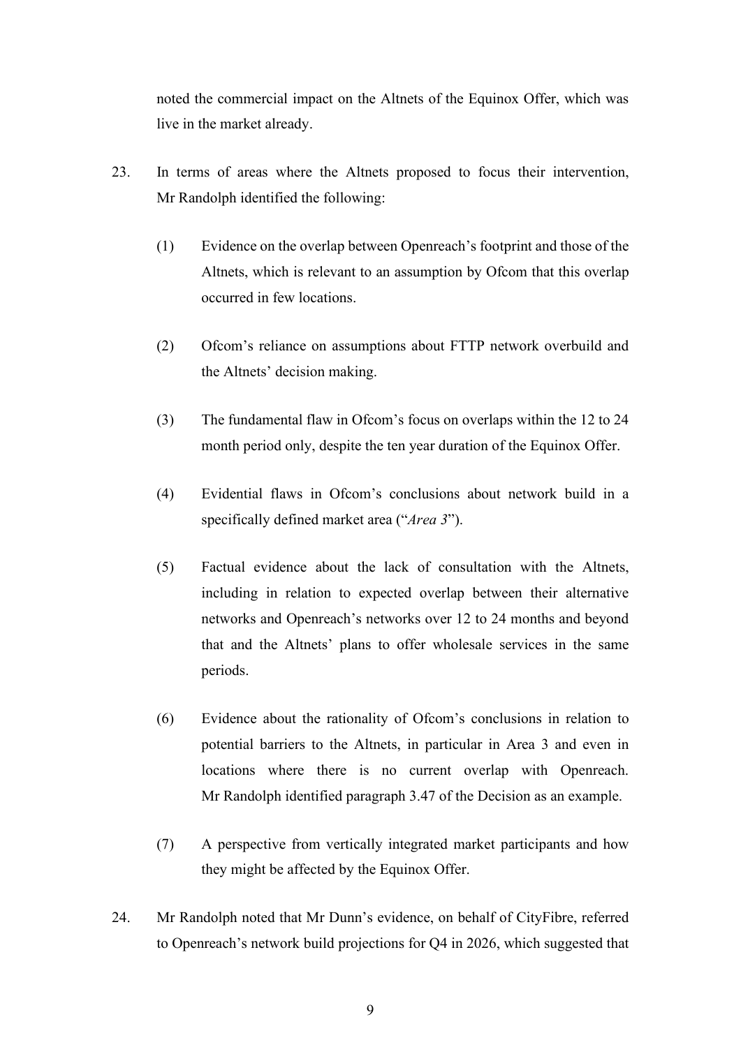noted the commercial impact on the Altnets of the Equinox Offer, which was live in the market already.

23. In terms of areas where the Altnets proposed to focus their intervention, Mr Randolph identified the following:

    (1) Evidence on the overlap between Openreach's footprint and those of the Altnets, which is relevant to an assumption by Ofcom that this overlap occurred in few locations.

    (2) Ofcom's reliance on assumptions about FTTP network overbuild and the Altnets' decision making.

    (3) The fundamental flaw in Ofcom's focus on overlaps within the 12 to 24 month period only, despite the ten year duration of the Equinox Offer.

    (4) Evidential flaws in Ofcom's conclusions about network build in a specifically defined market area ("*Area 3*").

    (5) Factual evidence about the lack of consultation with the Altnets, including in relation to expected overlap between their alternative networks and Openreach's networks over 12 to 24 months and beyond that and the Altnets' plans to offer wholesale services in the same periods.

    (6) Evidence about the rationality of Ofcom's conclusions in relation to potential barriers to the Altnets, in particular in Area 3 and even in locations where there is no current overlap with Openreach. Mr Randolph identified paragraph 3.47 of the Decision as an example.

    (7) A perspective from vertically integrated market participants and how they might be affected by the Equinox Offer.

24. Mr Randolph noted that Mr Dunn's evidence, on behalf of CityFibre, referred to Openreach's network build projections for Q4 in 2026, which suggested that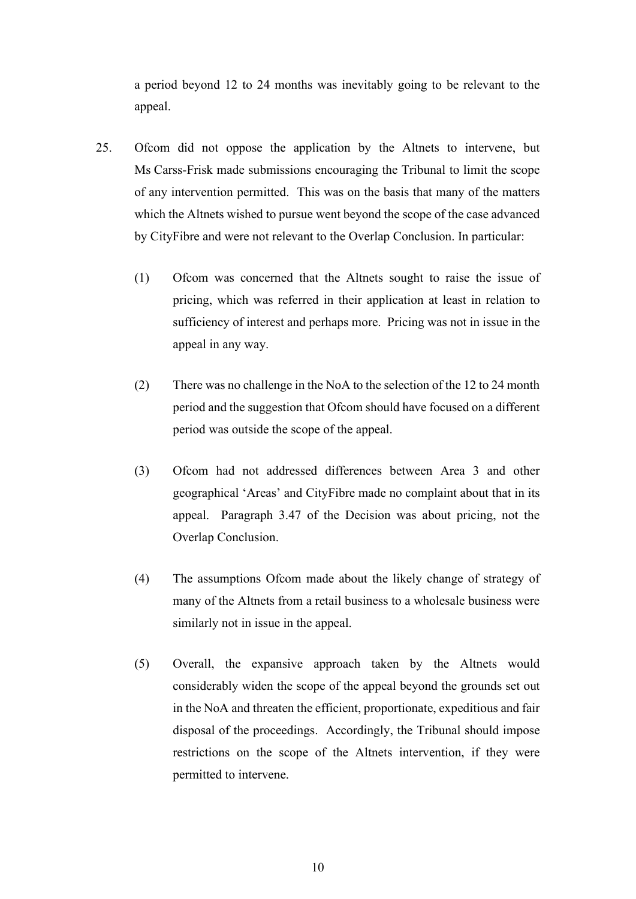a period beyond 12 to 24 months was inevitably going to be relevant to the appeal.

25. Ofcom did not oppose the application by the Altnets to intervene, but Ms Carss-Frisk made submissions encouraging the Tribunal to limit the scope of any intervention permitted. This was on the basis that many of the matters which the Altnets wished to pursue went beyond the scope of the case advanced by CityFibre and were not relevant to the Overlap Conclusion. In particular:

    (1) Ofcom was concerned that the Altnets sought to raise the issue of pricing, which was referred in their application at least in relation to sufficiency of interest and perhaps more. Pricing was not in issue in the appeal in any way.

    (2) There was no challenge in the NoA to the selection of the 12 to 24 month period and the suggestion that Ofcom should have focused on a different period was outside the scope of the appeal.

    (3) Ofcom had not addressed differences between Area 3 and other geographical 'Areas' and CityFibre made no complaint about that in its appeal. Paragraph 3.47 of the Decision was about pricing, not the Overlap Conclusion.

    (4) The assumptions Ofcom made about the likely change of strategy of many of the Altnets from a retail business to a wholesale business were similarly not in issue in the appeal.

    (5) Overall, the expansive approach taken by the Altnets would considerably widen the scope of the appeal beyond the grounds set out in the NoA and threaten the efficient, proportionate, expeditious and fair disposal of the proceedings. Accordingly, the Tribunal should impose restrictions on the scope of the Altnets intervention, if they were permitted to intervene.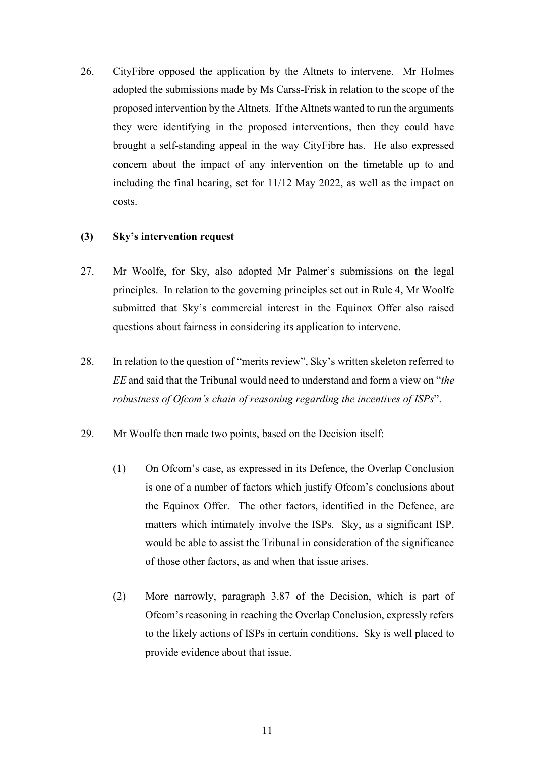26. CityFibre opposed the application by the Altnets to intervene. Mr Holmes adopted the submissions made by Ms Carss-Frisk in relation to the scope of the proposed intervention by the Altnets. If the Altnets wanted to run the arguments they were identifying in the proposed interventions, then they could have brought a self-standing appeal in the way CityFibre has. He also expressed concern about the impact of any intervention on the timetable up to and including the final hearing, set for 11/12 May 2022, as well as the impact on costs.

**(3) Sky's intervention request**

27. Mr Woolfe, for Sky, also adopted Mr Palmer's submissions on the legal principles. In relation to the governing principles set out in Rule 4, Mr Woolfe submitted that Sky's commercial interest in the Equinox Offer also raised questions about fairness in considering its application to intervene.

28. In relation to the question of "merits review", Sky's written skeleton referred to *EE* and said that the Tribunal would need to understand and form a view on "*the robustness of Ofcom's chain of reasoning regarding the incentives of ISPs*".

29. Mr Woolfe then made two points, based on the Decision itself:

    (1) On Ofcom's case, as expressed in its Defence, the Overlap Conclusion is one of a number of factors which justify Ofcom's conclusions about the Equinox Offer. The other factors, identified in the Defence, are matters which intimately involve the ISPs. Sky, as a significant ISP, would be able to assist the Tribunal in consideration of the significance of those other factors, as and when that issue arises.

    (2) More narrowly, paragraph 3.87 of the Decision, which is part of Ofcom's reasoning in reaching the Overlap Conclusion, expressly refers to the likely actions of ISPs in certain conditions. Sky is well placed to provide evidence about that issue.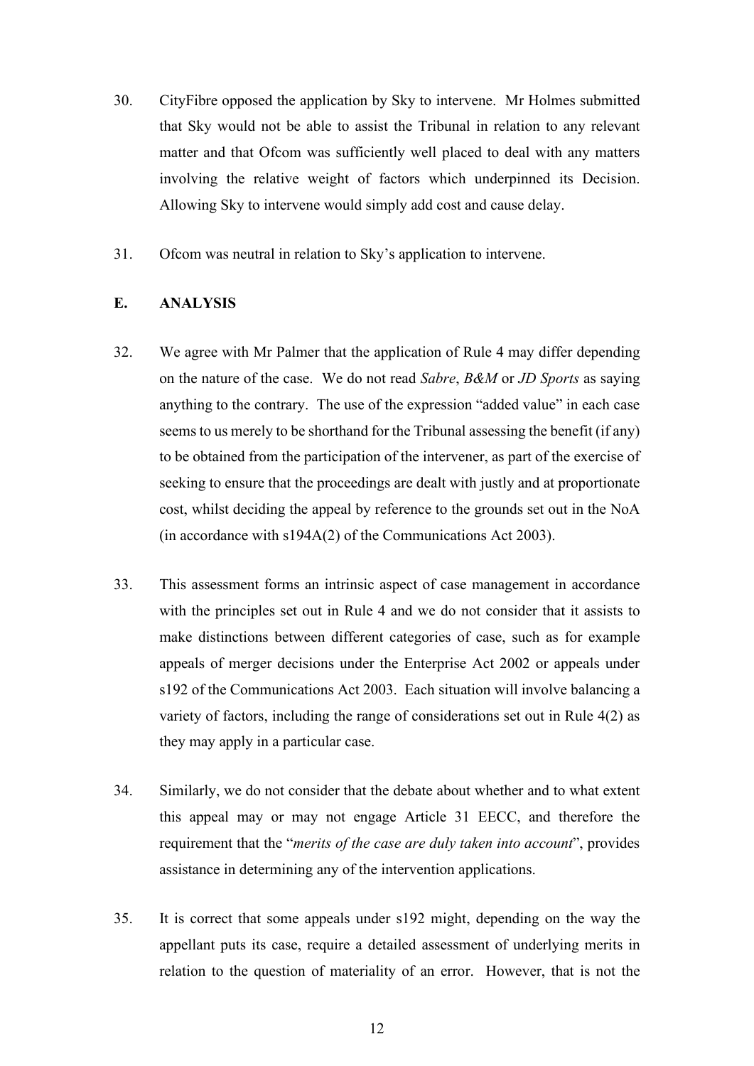30. CityFibre opposed the application by Sky to intervene. Mr Holmes submitted that Sky would not be able to assist the Tribunal in relation to any relevant matter and that Ofcom was sufficiently well placed to deal with any matters involving the relative weight of factors which underpinned its Decision. Allowing Sky to intervene would simply add cost and cause delay.

31. Ofcom was neutral in relation to Sky's application to intervene.

## E. ANALYSIS

32. We agree with Mr Palmer that the application of Rule 4 may differ depending on the nature of the case. We do not read *Sabre*, *B&M* or *JD Sports* as saying anything to the contrary. The use of the expression "added value" in each case seems to us merely to be shorthand for the Tribunal assessing the benefit (if any) to be obtained from the participation of the intervener, as part of the exercise of seeking to ensure that the proceedings are dealt with justly and at proportionate cost, whilst deciding the appeal by reference to the grounds set out in the NoA (in accordance with s194A(2) of the Communications Act 2003).

33. This assessment forms an intrinsic aspect of case management in accordance with the principles set out in Rule 4 and we do not consider that it assists to make distinctions between different categories of case, such as for example appeals of merger decisions under the Enterprise Act 2002 or appeals under s192 of the Communications Act 2003. Each situation will involve balancing a variety of factors, including the range of considerations set out in Rule 4(2) as they may apply in a particular case.

34. Similarly, we do not consider that the debate about whether and to what extent this appeal may or may not engage Article 31 EECC, and therefore the requirement that the "*merits of the case are duly taken into account*", provides assistance in determining any of the intervention applications.

35. It is correct that some appeals under s192 might, depending on the way the appellant puts its case, require a detailed assessment of underlying merits in relation to the question of materiality of an error. However, that is not the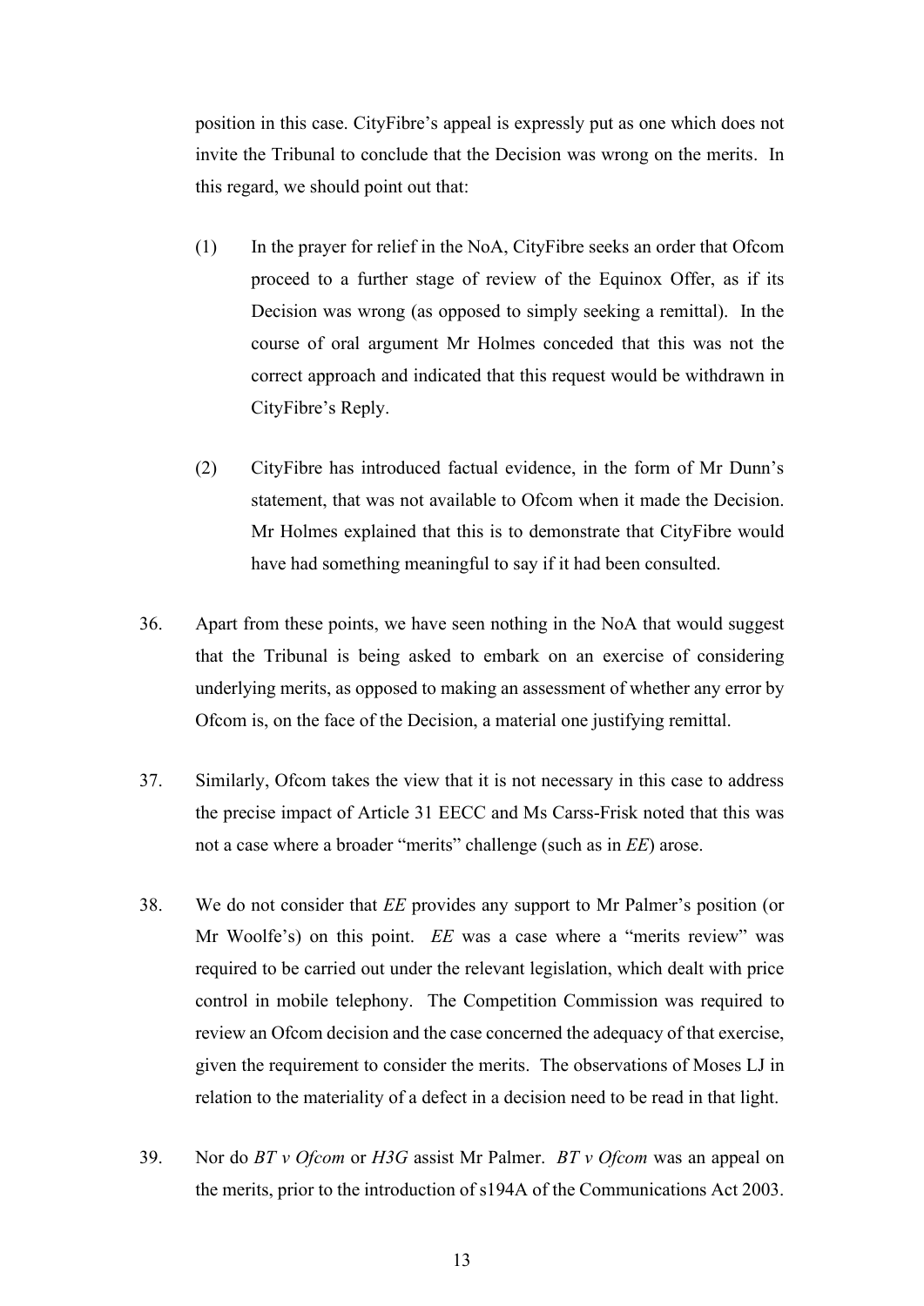position in this case. CityFibre's appeal is expressly put as one which does not invite the Tribunal to conclude that the Decision was wrong on the merits. In this regard, we should point out that:

(1) In the prayer for relief in the NoA, CityFibre seeks an order that Ofcom proceed to a further stage of review of the Equinox Offer, as if its Decision was wrong (as opposed to simply seeking a remittal). In the course of oral argument Mr Holmes conceded that this was not the correct approach and indicated that this request would be withdrawn in CityFibre's Reply.

(2) CityFibre has introduced factual evidence, in the form of Mr Dunn's statement, that was not available to Ofcom when it made the Decision. Mr Holmes explained that this is to demonstrate that CityFibre would have had something meaningful to say if it had been consulted.

36. Apart from these points, we have seen nothing in the NoA that would suggest that the Tribunal is being asked to embark on an exercise of considering underlying merits, as opposed to making an assessment of whether any error by Ofcom is, on the face of the Decision, a material one justifying remittal.

37. Similarly, Ofcom takes the view that it is not necessary in this case to address the precise impact of Article 31 EECC and Ms Carss-Frisk noted that this was not a case where a broader "merits" challenge (such as in *EE*) arose.

38. We do not consider that *EE* provides any support to Mr Palmer's position (or Mr Woolfe's) on this point. *EE* was a case where a "merits review" was required to be carried out under the relevant legislation, which dealt with price control in mobile telephony. The Competition Commission was required to review an Ofcom decision and the case concerned the adequacy of that exercise, given the requirement to consider the merits. The observations of Moses LJ in relation to the materiality of a defect in a decision need to be read in that light.

39. Nor do *BT v Ofcom* or *H3G* assist Mr Palmer. *BT v Ofcom* was an appeal on the merits, prior to the introduction of s194A of the Communications Act 2003.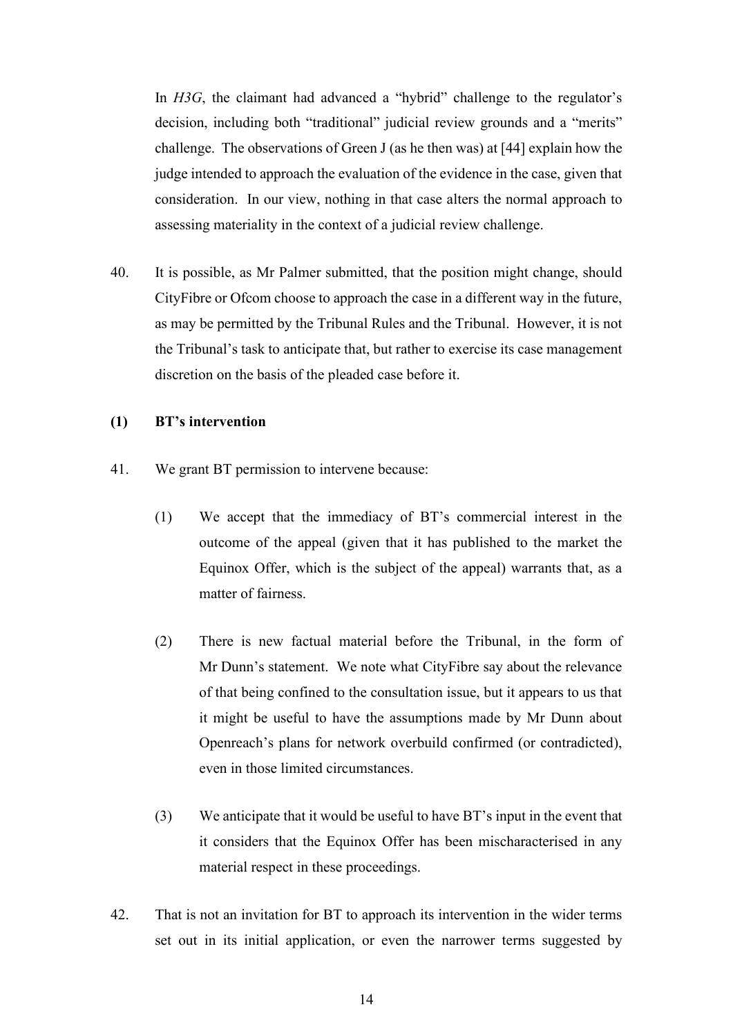In *H3G*, the claimant had advanced a "hybrid" challenge to the regulator's decision, including both "traditional" judicial review grounds and a "merits" challenge. The observations of Green J (as he then was) at [44] explain how the judge intended to approach the evaluation of the evidence in the case, given that consideration. In our view, nothing in that case alters the normal approach to assessing materiality in the context of a judicial review challenge.

40. It is possible, as Mr Palmer submitted, that the position might change, should CityFibre or Ofcom choose to approach the case in a different way in the future, as may be permitted by the Tribunal Rules and the Tribunal. However, it is not the Tribunal's task to anticipate that, but rather to exercise its case management discretion on the basis of the pleaded case before it.

### (1) BT's intervention

41. We grant BT permission to intervene because:

    (1) We accept that the immediacy of BT's commercial interest in the outcome of the appeal (given that it has published to the market the Equinox Offer, which is the subject of the appeal) warrants that, as a matter of fairness.

    (2) There is new factual material before the Tribunal, in the form of Mr Dunn's statement. We note what CityFibre say about the relevance of that being confined to the consultation issue, but it appears to us that it might be useful to have the assumptions made by Mr Dunn about Openreach's plans for network overbuild confirmed (or contradicted), even in those limited circumstances.

    (3) We anticipate that it would be useful to have BT's input in the event that it considers that the Equinox Offer has been mischaracterised in any material respect in these proceedings.

42. That is not an invitation for BT to approach its intervention in the wider terms set out in its initial application, or even the narrower terms suggested by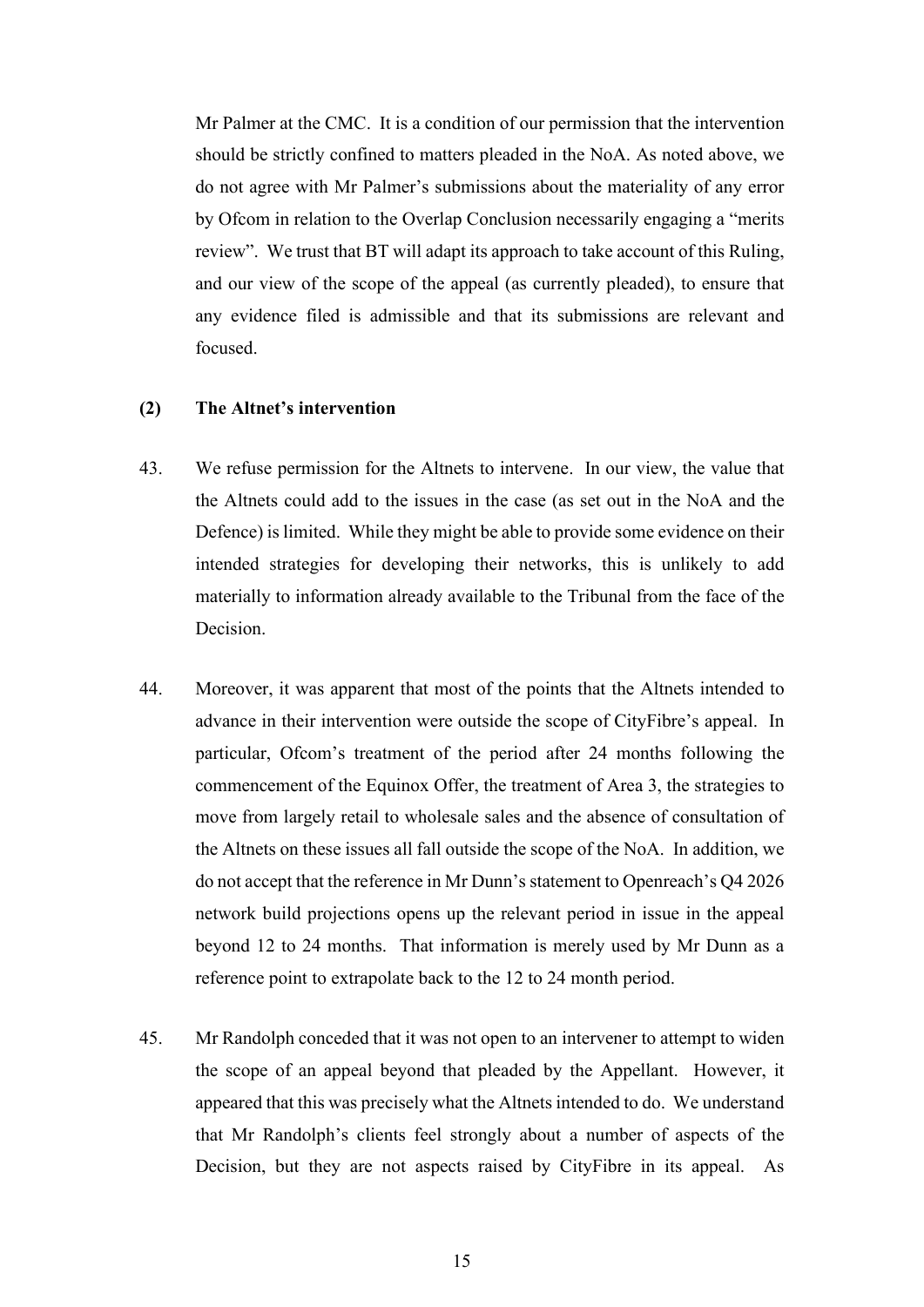Mr Palmer at the CMC. It is a condition of our permission that the intervention should be strictly confined to matters pleaded in the NoA. As noted above, we do not agree with Mr Palmer's submissions about the materiality of any error by Ofcom in relation to the Overlap Conclusion necessarily engaging a "merits review". We trust that BT will adapt its approach to take account of this Ruling, and our view of the scope of the appeal (as currently pleaded), to ensure that any evidence filed is admissible and that its submissions are relevant and focused.

**(2) The Altnet's intervention**

43. We refuse permission for the Altnets to intervene. In our view, the value that the Altnets could add to the issues in the case (as set out in the NoA and the Defence) is limited. While they might be able to provide some evidence on their intended strategies for developing their networks, this is unlikely to add materially to information already available to the Tribunal from the face of the Decision.

44. Moreover, it was apparent that most of the points that the Altnets intended to advance in their intervention were outside the scope of CityFibre's appeal. In particular, Ofcom's treatment of the period after 24 months following the commencement of the Equinox Offer, the treatment of Area 3, the strategies to move from largely retail to wholesale sales and the absence of consultation of the Altnets on these issues all fall outside the scope of the NoA. In addition, we do not accept that the reference in Mr Dunn's statement to Openreach's Q4 2026 network build projections opens up the relevant period in issue in the appeal beyond 12 to 24 months. That information is merely used by Mr Dunn as a reference point to extrapolate back to the 12 to 24 month period.

45. Mr Randolph conceded that it was not open to an intervener to attempt to widen the scope of an appeal beyond that pleaded by the Appellant. However, it appeared that this was precisely what the Altnets intended to do. We understand that Mr Randolph's clients feel strongly about a number of aspects of the Decision, but they are not aspects raised by CityFibre in its appeal. As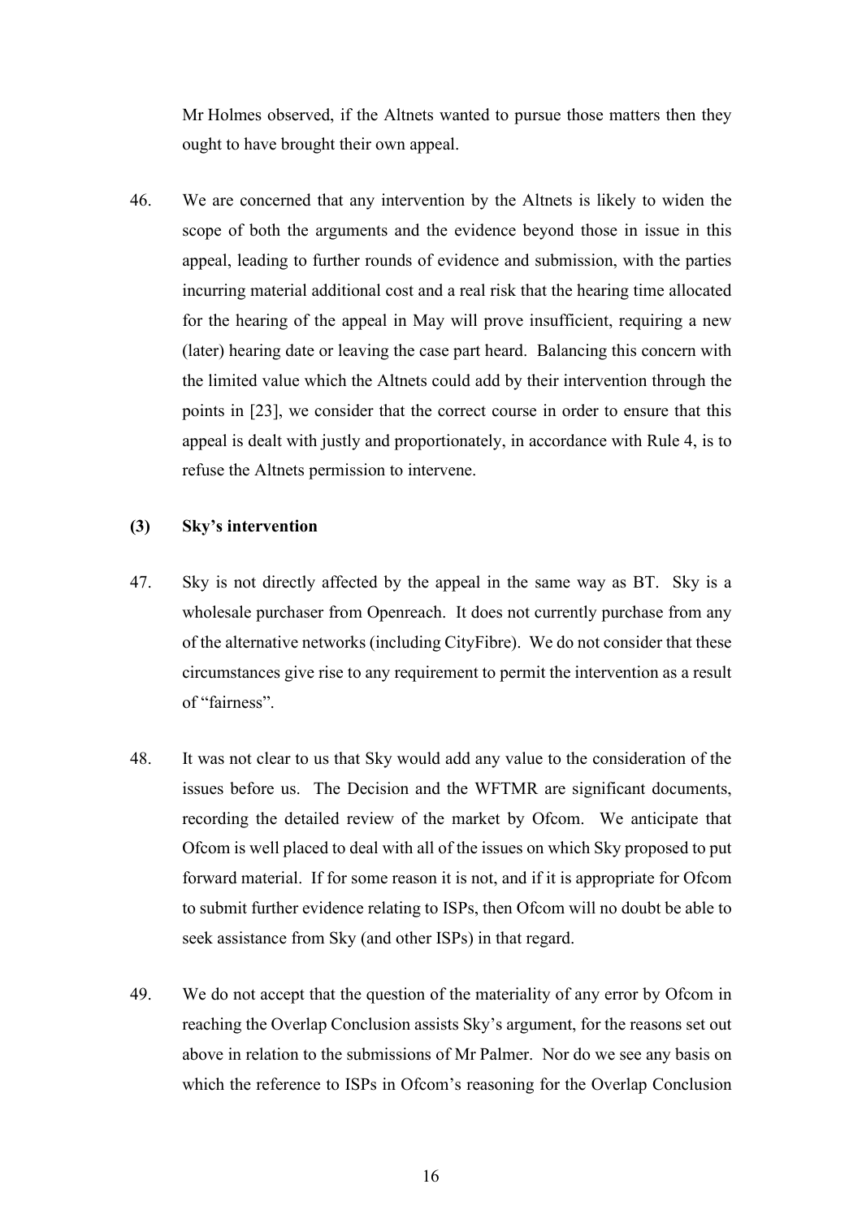Mr Holmes observed, if the Altnets wanted to pursue those matters then they ought to have brought their own appeal.

46. We are concerned that any intervention by the Altnets is likely to widen the scope of both the arguments and the evidence beyond those in issue in this appeal, leading to further rounds of evidence and submission, with the parties incurring material additional cost and a real risk that the hearing time allocated for the hearing of the appeal in May will prove insufficient, requiring a new (later) hearing date or leaving the case part heard. Balancing this concern with the limited value which the Altnets could add by their intervention through the points in [23], we consider that the correct course in order to ensure that this appeal is dealt with justly and proportionately, in accordance with Rule 4, is to refuse the Altnets permission to intervene.

### (3) Sky's intervention

47. Sky is not directly affected by the appeal in the same way as BT. Sky is a wholesale purchaser from Openreach. It does not currently purchase from any of the alternative networks (including CityFibre). We do not consider that these circumstances give rise to any requirement to permit the intervention as a result of "fairness".

48. It was not clear to us that Sky would add any value to the consideration of the issues before us. The Decision and the WFTMR are significant documents, recording the detailed review of the market by Ofcom. We anticipate that Ofcom is well placed to deal with all of the issues on which Sky proposed to put forward material. If for some reason it is not, and if it is appropriate for Ofcom to submit further evidence relating to ISPs, then Ofcom will no doubt be able to seek assistance from Sky (and other ISPs) in that regard.

49. We do not accept that the question of the materiality of any error by Ofcom in reaching the Overlap Conclusion assists Sky's argument, for the reasons set out above in relation to the submissions of Mr Palmer. Nor do we see any basis on which the reference to ISPs in Ofcom's reasoning for the Overlap Conclusion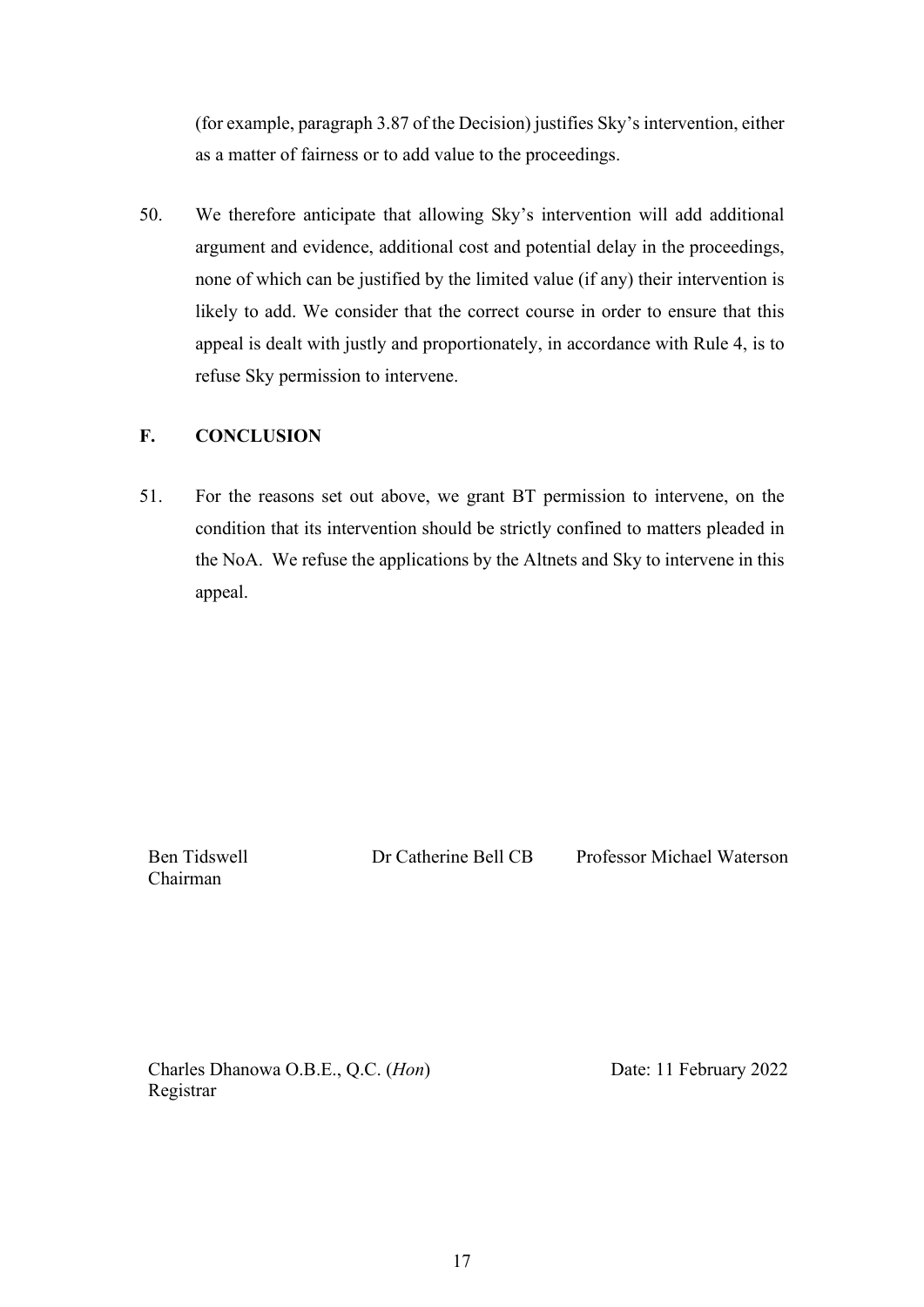(for example, paragraph 3.87 of the Decision) justifies Sky's intervention, either as a matter of fairness or to add value to the proceedings.

50. We therefore anticipate that allowing Sky's intervention will add additional argument and evidence, additional cost and potential delay in the proceedings, none of which can be justified by the limited value (if any) their intervention is likely to add. We consider that the correct course in order to ensure that this appeal is dealt with justly and proportionately, in accordance with Rule 4, is to refuse Sky permission to intervene.

## F. CONCLUSION

51. For the reasons set out above, we grant BT permission to intervene, on the condition that its intervention should be strictly confined to matters pleaded in the NoA. We refuse the applications by the Altnets and Sky to intervene in this appeal.

Ben Tidswell
Chairman

Dr Catherine Bell CB

Professor Michael Waterson

Charles Dhanowa O.B.E., Q.C. (*Hon*)
Registrar

Date: 11 February 2022